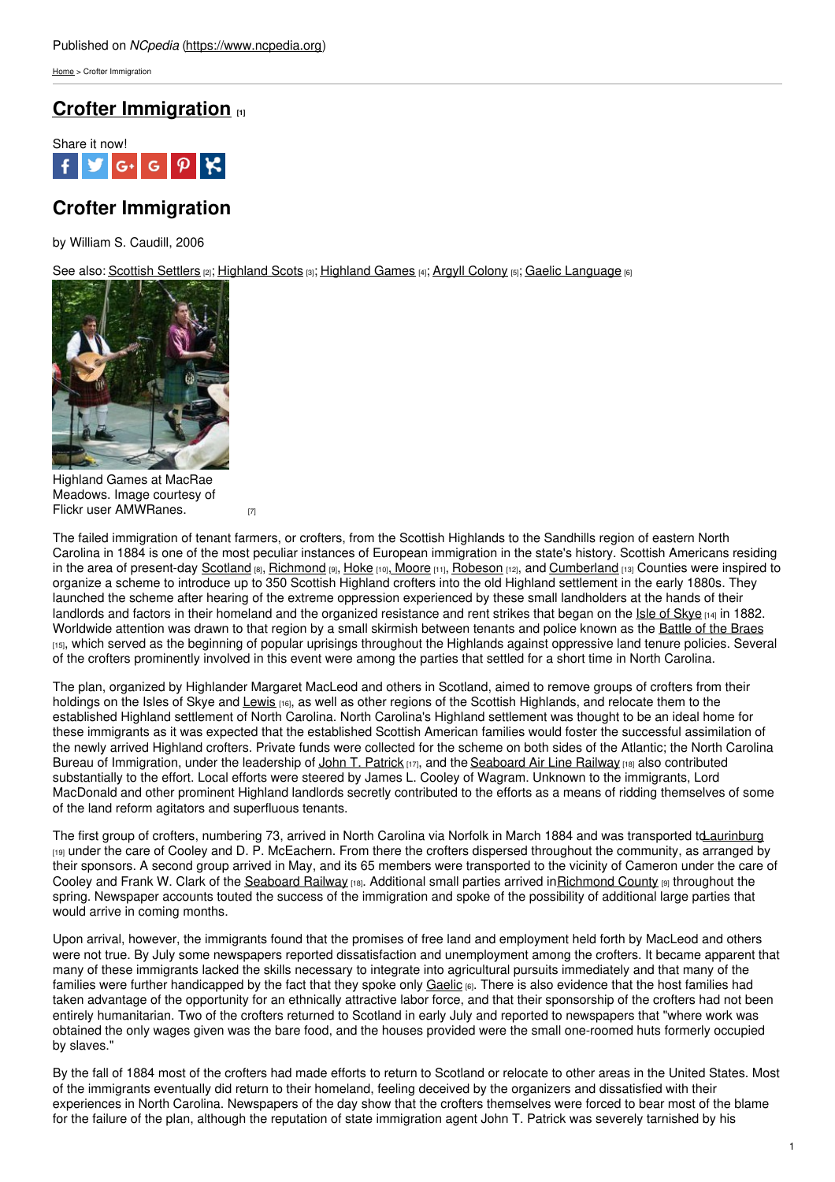Published on *NCpedia* (https://www.ncpedia.org)

Home > Crofter Immigration

# Crofter Immigration [1]

Share it now!

## Crofter Immigration

by William S. Caudill, 2006

See also: Scottish Settlers [2]; Highland Scots [3]; Highland Games [4]; Argyll Colony [5]; Gaelic Language [6]

Highland Games at MacRae Meadows. Image courtesy of Flickr user AMWRanes. [7]

The failed immigration of tenant farmers, or crofters, from the Scottish Highlands to the Sandhills region of eastern North Carolina in 1884 is one of the most peculiar instances of European immigration in the state's history. Scottish Americans residing in the area of present-day Scotland [8], Richmond [9], Hoke [10], Moore [11], Robeson [12], and Cumberland [13] Counties were inspired to organize a scheme to introduce up to 350 Scottish Highland crofters into the old Highland settlement in the early 1880s. They launched the scheme after hearing of the extreme oppression experienced by these small landholders at the hands of their landlords and factors in their homeland and the organized resistance and rent strikes that began on the Isle of Skye [14] in 1882. Worldwide attention was drawn to that region by a small skirmish between tenants and police known as the Battle of the Braes [15], which served as the beginning of popular uprisings throughout the Highlands against oppressive land tenure policies. Several of the crofters prominently involved in this event were among the parties that settled for a short time in North Carolina.

The plan, organized by Highlander Margaret MacLeod and others in Scotland, aimed to remove groups of crofters from their holdings on the Isles of Skye and Lewis [16], as well as other regions of the Scottish Highlands, and relocate them to the established Highland settlement of North Carolina. North Carolina's Highland settlement was thought to be an ideal home for these immigrants as it was expected that the established Scottish American families would foster the successful assimilation of the newly arrived Highland crofters. Private funds were collected for the scheme on both sides of the Atlantic; the North Carolina Bureau of Immigration, under the leadership of John T. Patrick [17], and the Seaboard Air Line Railway [18] also contributed substantially to the effort. Local efforts were steered by James L. Cooley of Wagram. Unknown to the immigrants, Lord MacDonald and other prominent Highland landlords secretly contributed to the efforts as a means of ridding themselves of some of the land reform agitators and superfluous tenants.

The first group of crofters, numbering 73, arrived in North Carolina via Norfolk in March 1884 and was transported to Laurinburg [19] under the care of Cooley and D. P. McEachern. From there the crofters dispersed throughout the community, as arranged by their sponsors. A second group arrived in May, and its 65 members were transported to the vicinity of Cameron under the care of Cooley and Frank W. Clark of the Seaboard Railway [18]. Additional small parties arrived in Richmond County [9] throughout the spring. Newspaper accounts touted the success of the immigration and spoke of the possibility of additional large parties that would arrive in coming months.

Upon arrival, however, the immigrants found that the promises of free land and employment held forth by MacLeod and others were not true. By July some newspapers reported dissatisfaction and unemployment among the crofters. It became apparent that many of these immigrants lacked the skills necessary to integrate into agricultural pursuits immediately and that many of the families were further handicapped by the fact that they spoke only Gaelic [6]. There is also evidence that the host families had taken advantage of the opportunity for an ethnically attractive labor force, and that their sponsorship of the crofters had not been entirely humanitarian. Two of the crofters returned to Scotland in early July and reported to newspapers that "where work was obtained the only wages given was the bare food, and the houses provided were the small one-roomed huts formerly occupied by slaves."

By the fall of 1884 most of the crofters had made efforts to return to Scotland or relocate to other areas in the United States. Most of the immigrants eventually did return to their homeland, feeling deceived by the organizers and dissatisfied with their experiences in North Carolina. Newspapers of the day show that the crofters themselves were forced to bear most of the blame for the failure of the plan, although the reputation of state immigration agent John T. Patrick was severely tarnished by his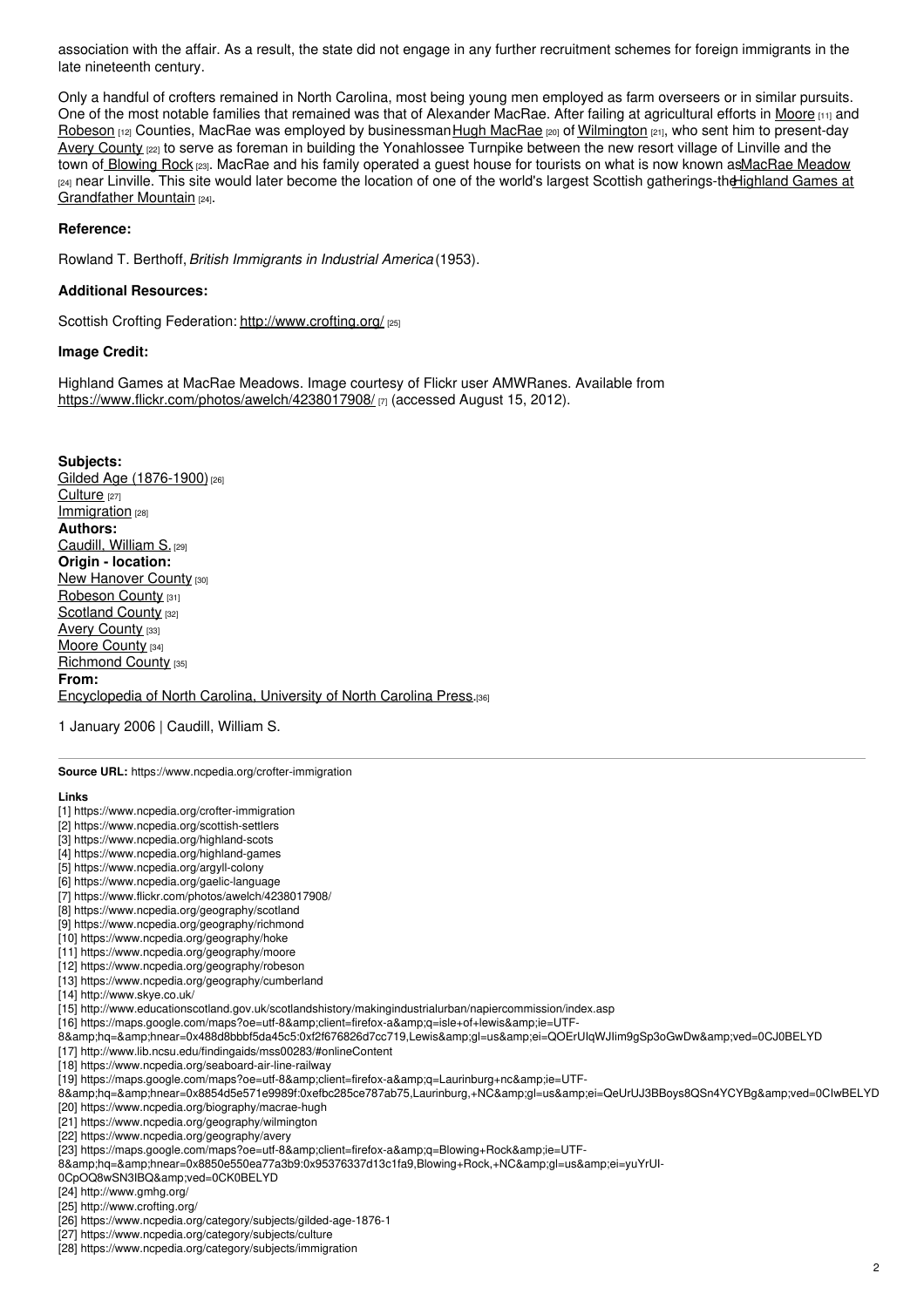association with the affair. As a result, the state did not engage in any further recruitment schemes for foreign immigrants in the late nineteenth century.

Only a handful of crofters remained in North Carolina, most being young men employed as farm overseers or in similar pursuits. One of the most notable families that remained was that of Alexander MacRae. After failing at agricultural efforts in Moore [11] and Robeson [12] Counties, MacRae was employed by businessman Hugh MacRae [20] of Wilmington [21], who sent him to present-day Avery County [22] to serve as foreman in building the Yonahlossee Turnpike between the new resort village of Linville and the town of Blowing Rock [23]. MacRae and his family operated a guest house for tourists on what is now known as MacRae Meadow [24] near Linville. This site would later become the location of one of the world's largest Scottish gatherings-the Highland Games at Grandfather Mountain [24].

### Reference:

Rowland T. Berthoff, *British Immigrants in Industrial America* (1953).

### Additional Resources:

Scottish Crofting Federation: http://www.crofting.org/ [25]

### Image Credit:

Highland Games at MacRae Meadows. Image courtesy of Flickr user AMWRanes. Available from https://www.flickr.com/photos/awelch/4238017908/ [7] (accessed August 15, 2012).

**Subjects:**
Gilded Age (1876-1900) [26]
Culture [27]
Immigration [28]
**Authors:**
Caudill, William S. [29]
**Origin - location:**
New Hanover County [30]
Robeson County [31]
Scotland County [32]
Avery County [33]
Moore County [34]
Richmond County [35]
**From:**
Encyclopedia of North Carolina, University of North Carolina Press. [36]

1 January 2006 | Caudill, William S.

**Source URL:** https://www.ncpedia.org/crofter-immigration

**Links**

[1] https://www.ncpedia.org/crofter-immigration
[2] https://www.ncpedia.org/scottish-settlers
[3] https://www.ncpedia.org/highland-scots
[4] https://www.ncpedia.org/highland-games
[5] https://www.ncpedia.org/argyll-colony
[6] https://www.ncpedia.org/gaelic-language
[7] https://www.flickr.com/photos/awelch/4238017908/
[8] https://www.ncpedia.org/geography/scotland
[9] https://www.ncpedia.org/geography/richmond
[10] https://www.ncpedia.org/geography/hoke
[11] https://www.ncpedia.org/geography/moore
[12] https://www.ncpedia.org/geography/robeson
[13] https://www.ncpedia.org/geography/cumberland
[14] http://www.skye.co.uk/
[15] http://www.educationscotland.gov.uk/scotlandshistory/makingindustrialurban/napiercommission/index.asp
[16] https://maps.google.com/maps?oe=utf-8&amp;client=firefox-a&amp;q=isle+of+lewis&amp;ie=UTF-8&amp;hq=&amp;hnear=0x488d8bbbf5da45c5:0xf2f676826d7cc719,Lewis&amp;gl=us&amp;ei=QOErUlqWJIim9gSp3oGwDw&amp;ved=0CJ0BELYD
[17] http://www.lib.ncsu.edu/findingaids/mss00283/#onlineContent
[18] https://www.ncpedia.org/seaboard-air-line-railway
[19] https://maps.google.com/maps?oe=utf-8&amp;client=firefox-a&amp;q=Laurinburg+nc&amp;ie=UTF-8&amp;hq=&amp;hnear=0x8854d5e571e9989f:0xefbc285ce787ab75,Laurinburg,+NC&amp;gl=us&amp;ei=QeUrUJ3BBoys8QSn4YCYBg&amp;ved=0CIwBELYD
[20] https://www.ncpedia.org/biography/macrae-hugh
[21] https://www.ncpedia.org/geography/wilmington
[22] https://www.ncpedia.org/geography/avery
[23] https://maps.google.com/maps?oe=utf-8&amp;client=firefox-a&amp;q=Blowing+Rock&amp;ie=UTF-8&amp;hq=&amp;hnear=0x8850e550ea77a3b9:0x95376337d13c1fa9,Blowing+Rock,+NC&amp;gl=us&amp;ei=yuYrUI-0CpOQ8wSN3IBQ&amp;ved=0CK0BELYD
[24] http://www.gmhg.org/
[25] http://www.crofting.org/
[26] https://www.ncpedia.org/category/subjects/gilded-age-1876-1
[27] https://www.ncpedia.org/category/subjects/culture
[28] https://www.ncpedia.org/category/subjects/immigration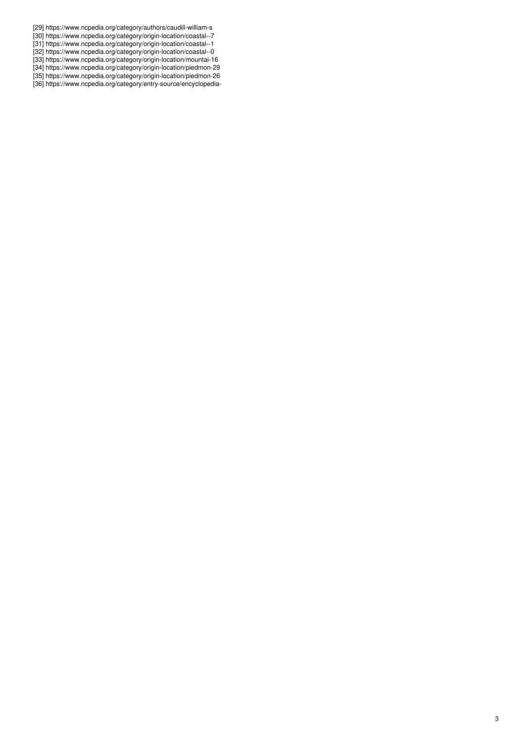[29] https://www.ncpedia.org/category/authors/caudill-william-s
[30] https://www.ncpedia.org/category/origin-location/coastal--7
[31] https://www.ncpedia.org/category/origin-location/coastal--1
[32] https://www.ncpedia.org/category/origin-location/coastal--0
[33] https://www.ncpedia.org/category/origin-location/mountai-16
[34] https://www.ncpedia.org/category/origin-location/piedmon-29
[35] https://www.ncpedia.org/category/origin-location/piedmon-26
[36] https://www.ncpedia.org/category/entry-source/encyclopedia-